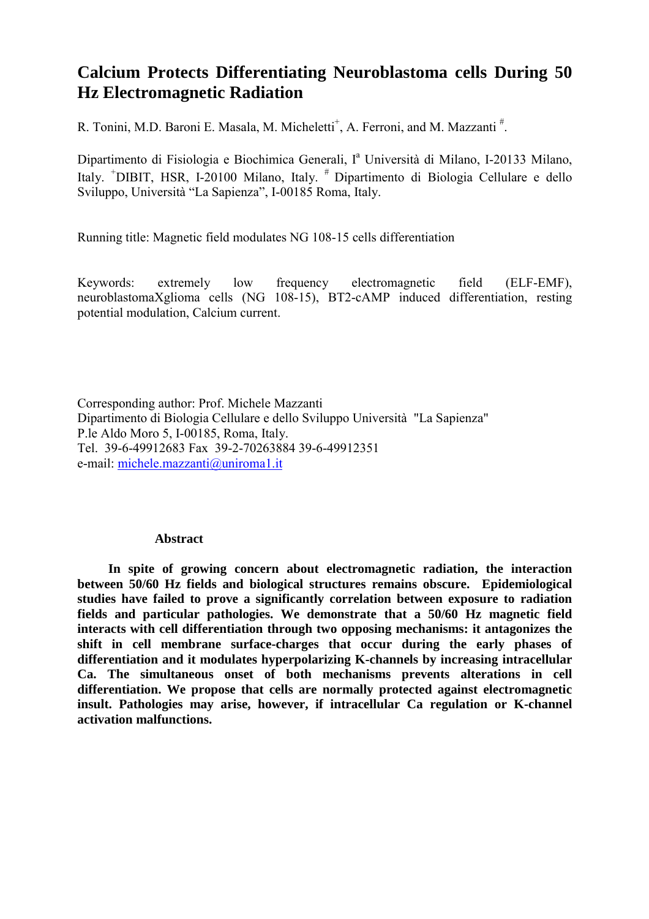# Calcium Protects Differentiating Neuroblastoma cells During 50 Hz Electromagnetic Radiation

R. Tonini, M.D. Baroni E. Masala, M. Micheletti[+], A. Ferroni, and M. Mazzanti [#].

Dipartimento di Fisiologia e Biochimica Generali, I[a] Università di Milano, I-20133 Milano, Italy. [+]DIBIT, HSR, I-20100 Milano, Italy. [#] Dipartimento di Biologia Cellulare e dello Sviluppo, Università "La Sapienza", I-00185 Roma, Italy.

Running title: Magnetic field modulates NG 108-15 cells differentiation

Keywords: extremely low frequency electromagnetic field (ELF-EMF), neuroblastomaXglioma cells (NG 108-15), BT2-cAMP induced differentiation, resting potential modulation, Calcium current.

Corresponding author: Prof. Michele Mazzanti
Dipartimento di Biologia Cellulare e dello Sviluppo Università "La Sapienza"
P.le Aldo Moro 5, I-00185, Roma, Italy.
Tel. 39-6-49912683 Fax 39-2-70263884 39-6-49912351
e-mail: michele.mazzanti@uniroma1.it

### Abstract

**In spite of growing concern about electromagnetic radiation, the interaction between 50/60 Hz fields and biological structures remains obscure. Epidemiological studies have failed to prove a significantly correlation between exposure to radiation fields and particular pathologies. We demonstrate that a 50/60 Hz magnetic field interacts with cell differentiation through two opposing mechanisms: it antagonizes the shift in cell membrane surface-charges that occur during the early phases of differentiation and it modulates hyperpolarizing K-channels by increasing intracellular Ca. The simultaneous onset of both mechanisms prevents alterations in cell differentiation. We propose that cells are normally protected against electromagnetic insult. Pathologies may arise, however, if intracellular Ca regulation or K-channel activation malfunctions.**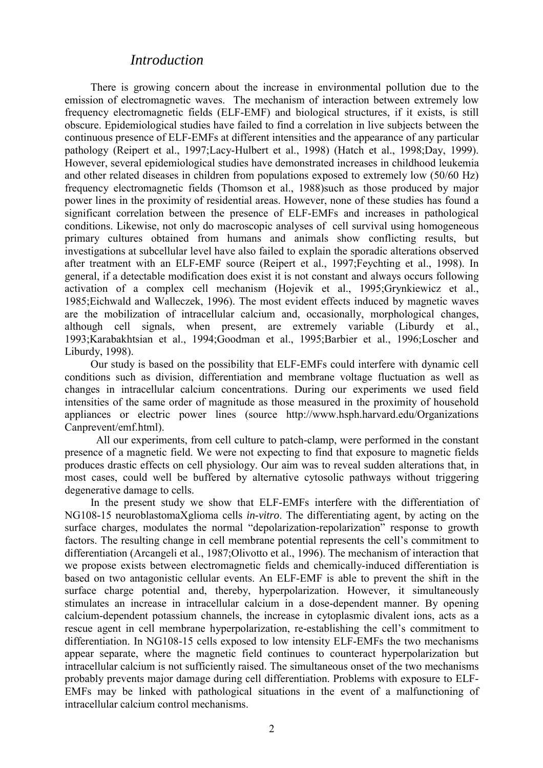## *Introduction*

There is growing concern about the increase in environmental pollution due to the emission of electromagnetic waves. The mechanism of interaction between extremely low frequency electromagnetic fields (ELF-EMF) and biological structures, if it exists, is still obscure. Epidemiological studies have failed to find a correlation in live subjects between the continuous presence of ELF-EMFs at different intensities and the appearance of any particular pathology (Reipert et al., 1997;Lacy-Hulbert et al., 1998) (Hatch et al., 1998;Day, 1999). However, several epidemiological studies have demonstrated increases in childhood leukemia and other related diseases in children from populations exposed to extremely low (50/60 Hz) frequency electromagnetic fields (Thomson et al., 1988)such as those produced by major power lines in the proximity of residential areas. However, none of these studies has found a significant correlation between the presence of ELF-EMFs and increases in pathological conditions. Likewise, not only do macroscopic analyses of cell survival using homogeneous primary cultures obtained from humans and animals show conflicting results, but investigations at subcellular level have also failed to explain the sporadic alterations observed after treatment with an ELF-EMF source (Reipert et al., 1997;Feychting et al., 1998). In general, if a detectable modification does exist it is not constant and always occurs following activation of a complex cell mechanism (Hojevik et al., 1995;Grynkiewicz et al., 1985;Eichwald and Walleczek, 1996). The most evident effects induced by magnetic waves are the mobilization of intracellular calcium and, occasionally, morphological changes, although cell signals, when present, are extremely variable (Liburdy et al., 1993;Karabakhtsian et al., 1994;Goodman et al., 1995;Barbier et al., 1996;Loscher and Liburdy, 1998).

Our study is based on the possibility that ELF-EMFs could interfere with dynamic cell conditions such as division, differentiation and membrane voltage fluctuation as well as changes in intracellular calcium concentrations. During our experiments we used field intensities of the same order of magnitude as those measured in the proximity of household appliances or electric power lines (source http://www.hsph.harvard.edu/Organizations Canprevent/emf.html).

All our experiments, from cell culture to patch-clamp, were performed in the constant presence of a magnetic field. We were not expecting to find that exposure to magnetic fields produces drastic effects on cell physiology. Our aim was to reveal sudden alterations that, in most cases, could well be buffered by alternative cytosolic pathways without triggering degenerative damage to cells.

In the present study we show that ELF-EMFs interfere with the differentiation of NG108-15 neuroblastomaXglioma cells *in-vitro*. The differentiating agent, by acting on the surface charges, modulates the normal "depolarization-repolarization" response to growth factors. The resulting change in cell membrane potential represents the cell's commitment to differentiation (Arcangeli et al., 1987;Olivotto et al., 1996). The mechanism of interaction that we propose exists between electromagnetic fields and chemically-induced differentiation is based on two antagonistic cellular events. An ELF-EMF is able to prevent the shift in the surface charge potential and, thereby, hyperpolarization. However, it simultaneously stimulates an increase in intracellular calcium in a dose-dependent manner. By opening calcium-dependent potassium channels, the increase in cytoplasmic divalent ions, acts as a rescue agent in cell membrane hyperpolarization, re-establishing the cell's commitment to differentiation. In NG108-15 cells exposed to low intensity ELF-EMFs the two mechanisms appear separate, where the magnetic field continues to counteract hyperpolarization but intracellular calcium is not sufficiently raised. The simultaneous onset of the two mechanisms probably prevents major damage during cell differentiation. Problems with exposure to ELF-EMFs may be linked with pathological situations in the event of a malfunctioning of intracellular calcium control mechanisms.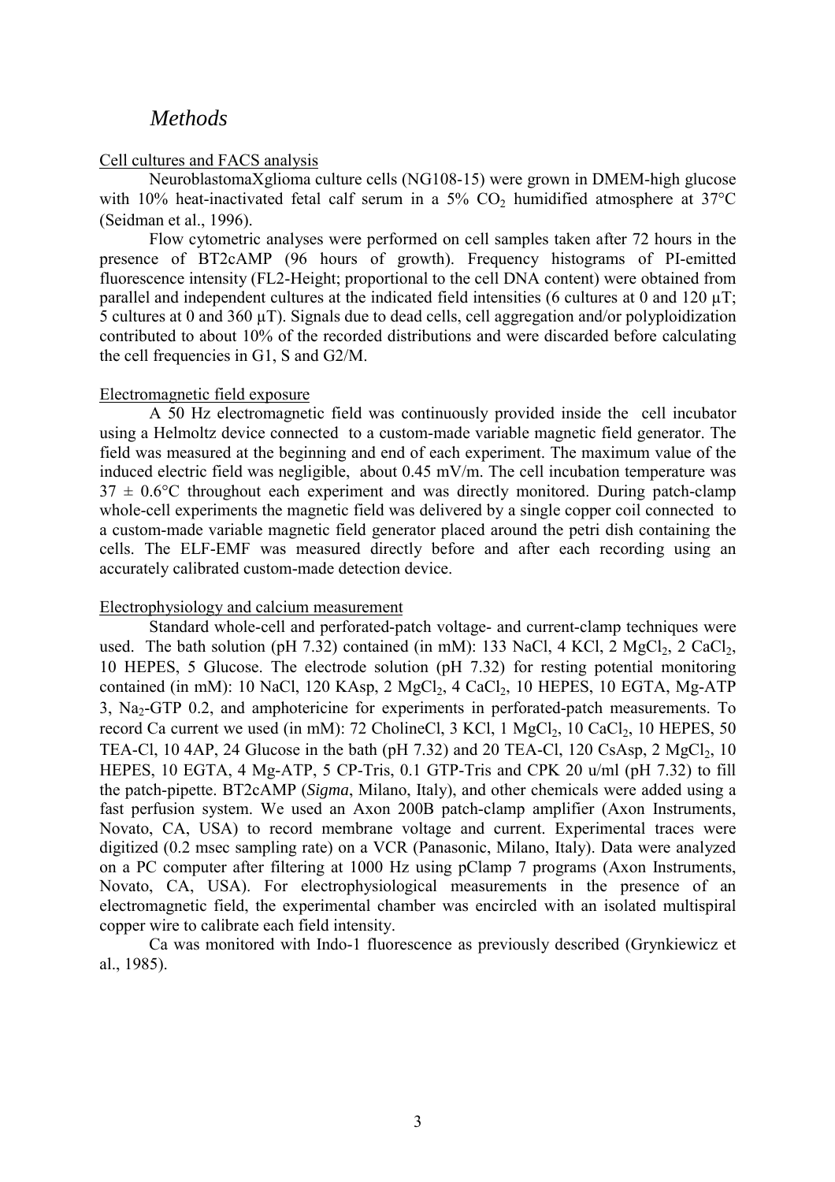# *Methods*

Cell cultures and FACS analysis

NeuroblastomaXglioma culture cells (NG108-15) were grown in DMEM-high glucose with 10% heat-inactivated fetal calf serum in a 5% $CO_2$ humidified atmosphere at 37°C (Seidman et al., 1996).

Flow cytometric analyses were performed on cell samples taken after 72 hours in the presence of BT2cAMP (96 hours of growth). Frequency histograms of PI-emitted fluorescence intensity (FL2-Height; proportional to the cell DNA content) were obtained from parallel and independent cultures at the indicated field intensities (6 cultures at 0 and 120 μT; 5 cultures at 0 and 360 μT). Signals due to dead cells, cell aggregation and/or polyploidization contributed to about 10% of the recorded distributions and were discarded before calculating the cell frequencies in G1, S and G2/M.

Electromagnetic field exposure

A 50 Hz electromagnetic field was continuously provided inside the cell incubator using a Helmoltz device connected to a custom-made variable magnetic field generator. The field was measured at the beginning and end of each experiment. The maximum value of the induced electric field was negligible, about 0.45 mV/m. The cell incubation temperature was 37 ± 0.6°C throughout each experiment and was directly monitored. During patch-clamp whole-cell experiments the magnetic field was delivered by a single copper coil connected to a custom-made variable magnetic field generator placed around the petri dish containing the cells. The ELF-EMF was measured directly before and after each recording using an accurately calibrated custom-made detection device.

Electrophysiology and calcium measurement

Standard whole-cell and perforated-patch voltage- and current-clamp techniques were used. The bath solution (pH 7.32) contained (in mM): 133 NaCl, 4 KCl, 2 $MgCl_2$, 2 $CaCl_2$, 10 HEPES, 5 Glucose. The electrode solution (pH 7.32) for resting potential monitoring contained (in mM): 10 NaCl, 120 KAsp, 2 $MgCl_2$, 4 $CaCl_2$, 10 HEPES, 10 EGTA, Mg-ATP 3, $Na_2$-GTP 0.2, and amphotericine for experiments in perforated-patch measurements. To record Ca current we used (in mM): 72 CholineCl, 3 KCl, 1 $MgCl_2$, 10 $CaCl_2$, 10 HEPES, 50 TEA-Cl, 10 4AP, 24 Glucose in the bath (pH 7.32) and 20 TEA-Cl, 120 CsAsp, 2 $MgCl_2$, 10 HEPES, 10 EGTA, 4 Mg-ATP, 5 CP-Tris, 0.1 GTP-Tris and CPK 20 u/ml (pH 7.32) to fill the patch-pipette. BT2cAMP (*Sigma*, Milano, Italy), and other chemicals were added using a fast perfusion system. We used an Axon 200B patch-clamp amplifier (Axon Instruments, Novato, CA, USA) to record membrane voltage and current. Experimental traces were digitized (0.2 msec sampling rate) on a VCR (Panasonic, Milano, Italy). Data were analyzed on a PC computer after filtering at 1000 Hz using pClamp 7 programs (Axon Instruments, Novato, CA, USA). For electrophysiological measurements in the presence of an electromagnetic field, the experimental chamber was encircled with an isolated multispiral copper wire to calibrate each field intensity.

Ca was monitored with Indo-1 fluorescence as previously described (Grynkiewicz et al., 1985).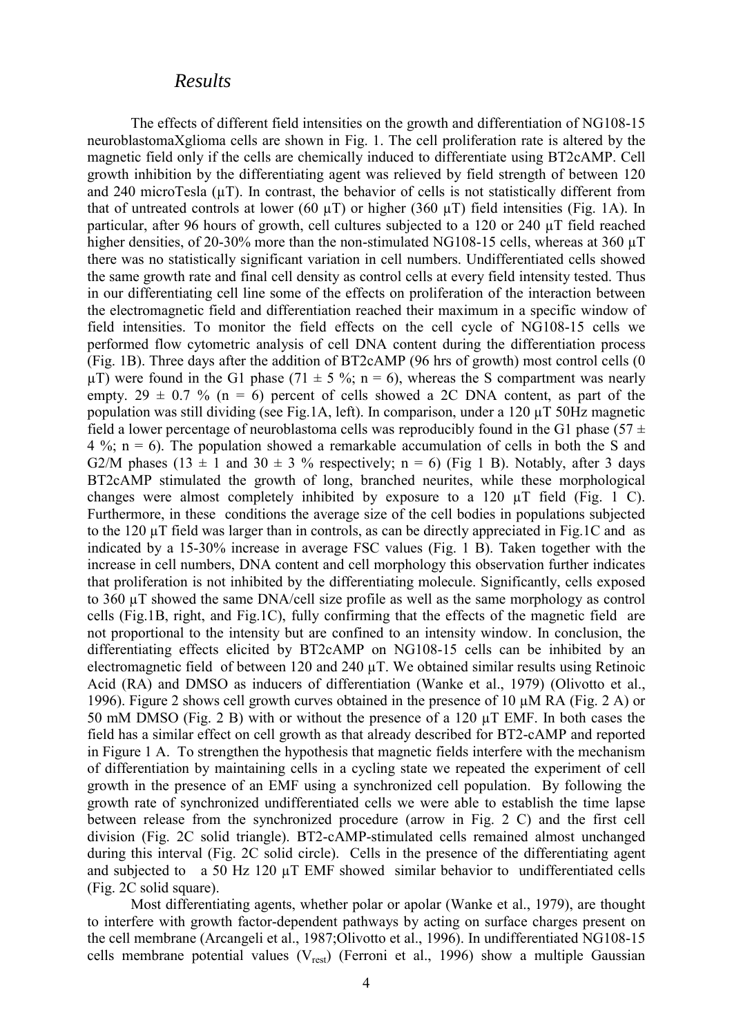## *Results*

The effects of different field intensities on the growth and differentiation of NG108-15 neuroblastomaXglioma cells are shown in Fig. 1. The cell proliferation rate is altered by the magnetic field only if the cells are chemically induced to differentiate using BT2cAMP. Cell growth inhibition by the differentiating agent was relieved by field strength of between 120 and 240 microTesla (μT). In contrast, the behavior of cells is not statistically different from that of untreated controls at lower (60 μT) or higher (360 μT) field intensities (Fig. 1A). In particular, after 96 hours of growth, cell cultures subjected to a 120 or 240 μT field reached higher densities, of 20-30% more than the non-stimulated NG108-15 cells, whereas at 360 μT there was no statistically significant variation in cell numbers. Undifferentiated cells showed the same growth rate and final cell density as control cells at every field intensity tested. Thus in our differentiating cell line some of the effects on proliferation of the interaction between the electromagnetic field and differentiation reached their maximum in a specific window of field intensities. To monitor the field effects on the cell cycle of NG108-15 cells we performed flow cytometric analysis of cell DNA content during the differentiation process (Fig. 1B). Three days after the addition of BT2cAMP (96 hrs of growth) most control cells (0 μT) were found in the G1 phase ($71 \pm 5$ %; $n = 6$), whereas the S compartment was nearly empty. $29 \pm 0.7$ % ($n = 6$) percent of cells showed a 2C DNA content, as part of the population was still dividing (see Fig.1A, left). In comparison, under a 120 μT 50Hz magnetic field a lower percentage of neuroblastoma cells was reproducibly found in the G1 phase ($57 \pm 4$ %; $n = 6$). The population showed a remarkable accumulation of cells in both the S and G2/M phases ($13 \pm 1$ and $30 \pm 3$ % respectively; $n = 6$) (Fig 1 B). Notably, after 3 days BT2cAMP stimulated the growth of long, branched neurites, while these morphological changes were almost completely inhibited by exposure to a 120 μT field (Fig. 1 C). Furthermore, in these conditions the average size of the cell bodies in populations subjected to the 120 μT field was larger than in controls, as can be directly appreciated in Fig.1C and as indicated by a 15-30% increase in average FSC values (Fig. 1 B). Taken together with the increase in cell numbers, DNA content and cell morphology this observation further indicates that proliferation is not inhibited by the differentiating molecule. Significantly, cells exposed to 360 μT showed the same DNA/cell size profile as well as the same morphology as control cells (Fig.1B, right, and Fig.1C), fully confirming that the effects of the magnetic field are not proportional to the intensity but are confined to an intensity window. In conclusion, the differentiating effects elicited by BT2cAMP on NG108-15 cells can be inhibited by an electromagnetic field of between 120 and 240 μT. We obtained similar results using Retinoic Acid (RA) and DMSO as inducers of differentiation (Wanke et al., 1979) (Olivotto et al., 1996). Figure 2 shows cell growth curves obtained in the presence of 10 μM RA (Fig. 2 A) or 50 mM DMSO (Fig. 2 B) with or without the presence of a 120 μT EMF. In both cases the field has a similar effect on cell growth as that already described for BT2-cAMP and reported in Figure 1 A. To strengthen the hypothesis that magnetic fields interfere with the mechanism of differentiation by maintaining cells in a cycling state we repeated the experiment of cell growth in the presence of an EMF using a synchronized cell population. By following the growth rate of synchronized undifferentiated cells we were able to establish the time lapse between release from the synchronized procedure (arrow in Fig. 2 C) and the first cell division (Fig. 2C solid triangle). BT2-cAMP-stimulated cells remained almost unchanged during this interval (Fig. 2C solid circle). Cells in the presence of the differentiating agent and subjected to a 50 Hz 120 μT EMF showed similar behavior to undifferentiated cells (Fig. 2C solid square).

Most differentiating agents, whether polar or apolar (Wanke et al., 1979), are thought to interfere with growth factor-dependent pathways by acting on surface charges present on the cell membrane (Arcangeli et al., 1987;Olivotto et al., 1996). In undifferentiated NG108-15 cells membrane potential values ($V_{rest}$) (Ferroni et al., 1996) show a multiple Gaussian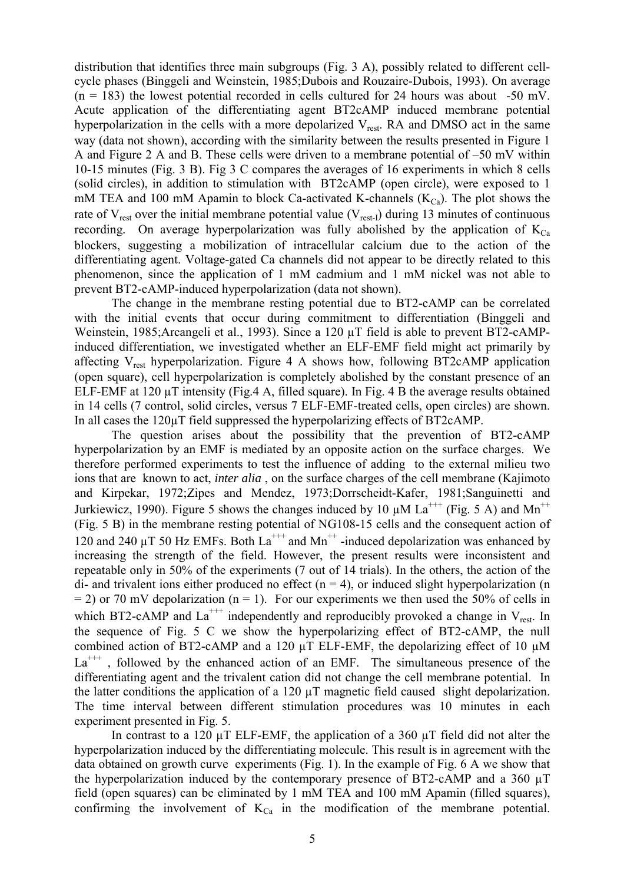distribution that identifies three main subgroups (Fig. 3 A), possibly related to different cell-cycle phases (Binggeli and Weinstein, 1985;Dubois and Rouzaire-Dubois, 1993). On average ($n = 183$) the lowest potential recorded in cells cultured for 24 hours was about -50 mV. Acute application of the differentiating agent BT2cAMP induced membrane potential hyperpolarization in the cells with a more depolarized $V_{rest}$. RA and DMSO act in the same way (data not shown), according with the similarity between the results presented in Figure 1 A and Figure 2 A and B. These cells were driven to a membrane potential of –50 mV within 10-15 minutes (Fig. 3 B). Fig 3 C compares the averages of 16 experiments in which 8 cells (solid circles), in addition to stimulation with BT2cAMP (open circle), were exposed to 1 mM TEA and 100 mM Apamin to block Ca-activated K-channels ($K_{Ca}$). The plot shows the rate of $V_{rest}$ over the initial membrane potential value ($V_{rest-I}$) during 13 minutes of continuous recording. On average hyperpolarization was fully abolished by the application of $K_{Ca}$ blockers, suggesting a mobilization of intracellular calcium due to the action of the differentiating agent. Voltage-gated Ca channels did not appear to be directly related to this phenomenon, since the application of 1 mM cadmium and 1 mM nickel was not able to prevent BT2-cAMP-induced hyperpolarization (data not shown).

The change in the membrane resting potential due to BT2-cAMP can be correlated with the initial events that occur during commitment to differentiation (Binggeli and Weinstein, 1985;Arcangeli et al., 1993). Since a 120 µT field is able to prevent BT2-cAMP-induced differentiation, we investigated whether an ELF-EMF field might act primarily by affecting $V_{rest}$ hyperpolarization. Figure 4 A shows how, following BT2cAMP application (open square), cell hyperpolarization is completely abolished by the constant presence of an ELF-EMF at 120 µT intensity (Fig.4 A, filled square). In Fig. 4 B the average results obtained in 14 cells (7 control, solid circles, versus 7 ELF-EMF-treated cells, open circles) are shown. In all cases the 120µT field suppressed the hyperpolarizing effects of BT2cAMP.

The question arises about the possibility that the prevention of BT2-cAMP hyperpolarization by an EMF is mediated by an opposite action on the surface charges. We therefore performed experiments to test the influence of adding to the external milieu two ions that are known to act, *inter alia* , on the surface charges of the cell membrane (Kajimoto and Kirpekar, 1972;Zipes and Mendez, 1973;Dorrscheidt-Kafer, 1981;Sanguinetti and Jurkiewicz, 1990). Figure 5 shows the changes induced by 10 µM $La^{+++}$ (Fig. 5 A) and $Mn^{++}$ (Fig. 5 B) in the membrane resting potential of NG108-15 cells and the consequent action of 120 and 240 µT 50 Hz EMFs. Both $La^{+++}$ and $Mn^{++}$ -induced depolarization was enhanced by increasing the strength of the field. However, the present results were inconsistent and repeatable only in 50% of the experiments (7 out of 14 trials). In the others, the action of the di- and trivalent ions either produced no effect ($n = 4$), or induced slight hyperpolarization ($n = 2$) or 70 mV depolarization ($n = 1$). For our experiments we then used the 50% of cells in which BT2-cAMP and $La^{+++}$ independently and reproducibly provoked a change in $V_{rest}$. In the sequence of Fig. 5 C we show the hyperpolarizing effect of BT2-cAMP, the null combined action of BT2-cAMP and a 120 µT ELF-EMF, the depolarizing effect of 10 µM $La^{+++}$ , followed by the enhanced action of an EMF. The simultaneous presence of the differentiating agent and the trivalent cation did not change the cell membrane potential. In the latter conditions the application of a 120 µT magnetic field caused slight depolarization. The time interval between different stimulation procedures was 10 minutes in each experiment presented in Fig. 5.

In contrast to a 120 µT ELF-EMF, the application of a 360 µT field did not alter the hyperpolarization induced by the differentiating molecule. This result is in agreement with the data obtained on growth curve experiments (Fig. 1). In the example of Fig. 6 A we show that the hyperpolarization induced by the contemporary presence of BT2-cAMP and a 360 µT field (open squares) can be eliminated by 1 mM TEA and 100 mM Apamin (filled squares), confirming the involvement of $K_{Ca}$ in the modification of the membrane potential.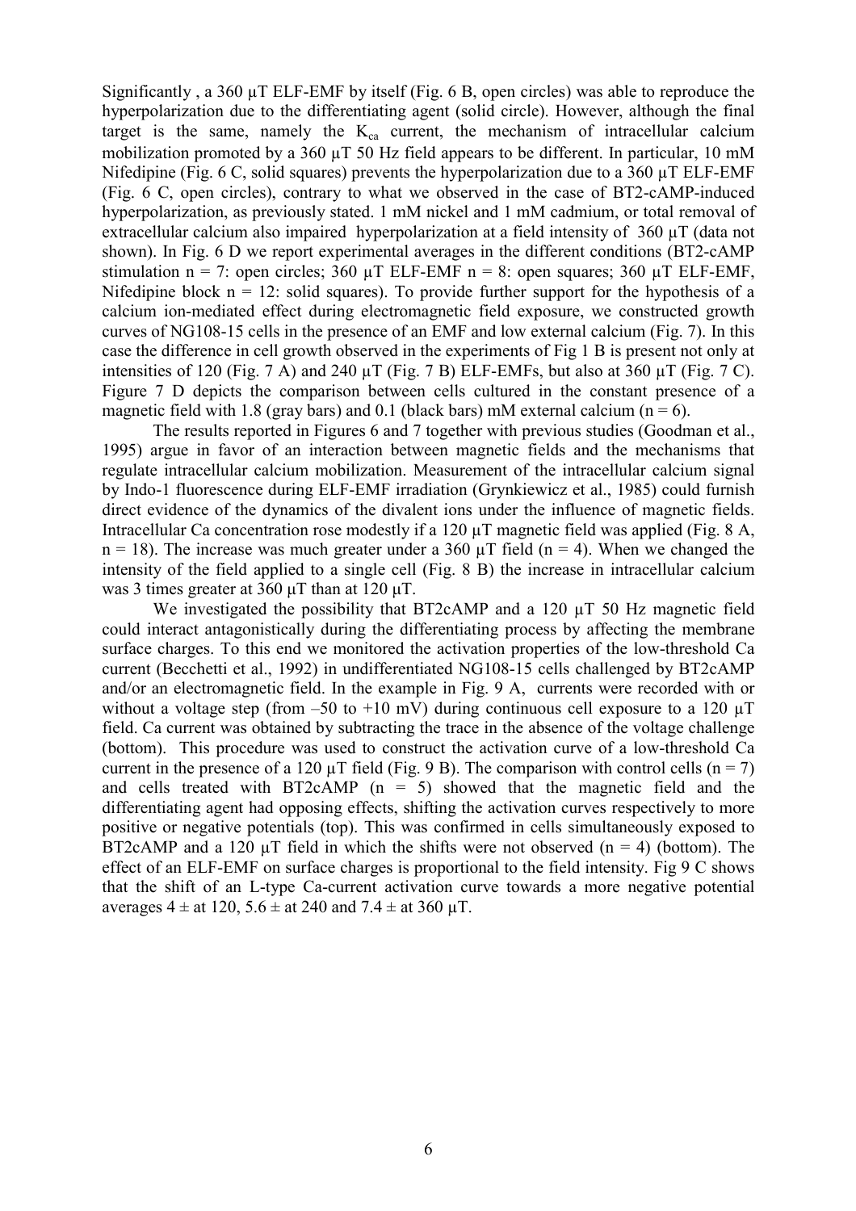Significantly , a 360 µT ELF-EMF by itself (Fig. 6 B, open circles) was able to reproduce the hyperpolarization due to the differentiating agent (solid circle). However, although the final target is the same, namely the $K_{ca}$ current, the mechanism of intracellular calcium mobilization promoted by a 360 µT 50 Hz field appears to be different. In particular, 10 mM Nifedipine (Fig. 6 C, solid squares) prevents the hyperpolarization due to a 360 µT ELF-EMF (Fig. 6 C, open circles), contrary to what we observed in the case of BT2-cAMP-induced hyperpolarization, as previously stated. 1 mM nickel and 1 mM cadmium, or total removal of extracellular calcium also impaired hyperpolarization at a field intensity of 360 µT (data not shown). In Fig. 6 D we report experimental averages in the different conditions (BT2-cAMP stimulation n = 7: open circles; 360 µT ELF-EMF n = 8: open squares; 360 µT ELF-EMF, Nifedipine block n = 12: solid squares). To provide further support for the hypothesis of a calcium ion-mediated effect during electromagnetic field exposure, we constructed growth curves of NG108-15 cells in the presence of an EMF and low external calcium (Fig. 7). In this case the difference in cell growth observed in the experiments of Fig 1 B is present not only at intensities of 120 (Fig. 7 A) and 240 µT (Fig. 7 B) ELF-EMFs, but also at 360 µT (Fig. 7 C). Figure 7 D depicts the comparison between cells cultured in the constant presence of a magnetic field with 1.8 (gray bars) and 0.1 (black bars) mM external calcium (n = 6).

The results reported in Figures 6 and 7 together with previous studies (Goodman et al., 1995) argue in favor of an interaction between magnetic fields and the mechanisms that regulate intracellular calcium mobilization. Measurement of the intracellular calcium signal by Indo-1 fluorescence during ELF-EMF irradiation (Grynkiewicz et al., 1985) could furnish direct evidence of the dynamics of the divalent ions under the influence of magnetic fields. Intracellular Ca concentration rose modestly if a 120 µT magnetic field was applied (Fig. 8 A, n = 18). The increase was much greater under a 360 µT field (n = 4). When we changed the intensity of the field applied to a single cell (Fig. 8 B) the increase in intracellular calcium was 3 times greater at 360 µT than at 120 µT.

We investigated the possibility that BT2cAMP and a 120 µT 50 Hz magnetic field could interact antagonistically during the differentiating process by affecting the membrane surface charges. To this end we monitored the activation properties of the low-threshold Ca current (Becchetti et al., 1992) in undifferentiated NG108-15 cells challenged by BT2cAMP and/or an electromagnetic field. In the example in Fig. 9 A, currents were recorded with or without a voltage step (from –50 to +10 mV) during continuous cell exposure to a 120 µT field. Ca current was obtained by subtracting the trace in the absence of the voltage challenge (bottom). This procedure was used to construct the activation curve of a low-threshold Ca current in the presence of a 120 µT field (Fig. 9 B). The comparison with control cells (n = 7) and cells treated with BT2cAMP (n = 5) showed that the magnetic field and the differentiating agent had opposing effects, shifting the activation curves respectively to more positive or negative potentials (top). This was confirmed in cells simultaneously exposed to BT2cAMP and a 120 µT field in which the shifts were not observed (n = 4) (bottom). The effect of an ELF-EMF on surface charges is proportional to the field intensity. Fig 9 C shows that the shift of an L-type Ca-current activation curve towards a more negative potential averages 4 ± at 120, 5.6 ± at 240 and 7.4 ± at 360 µT.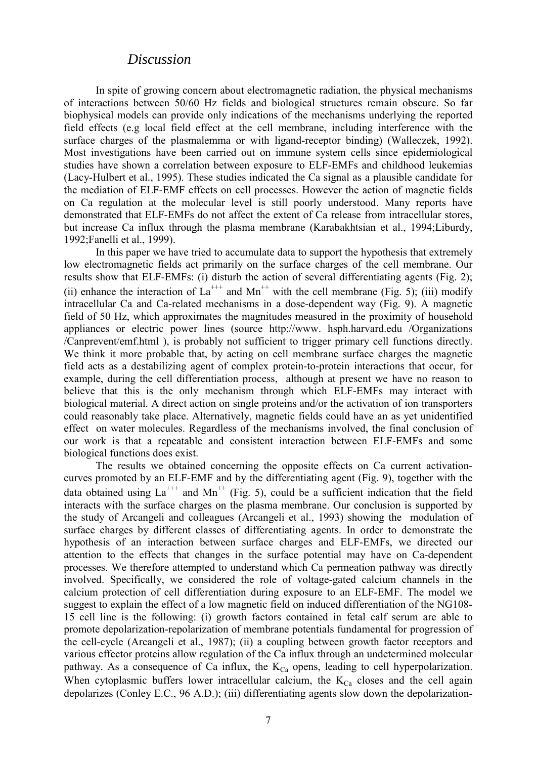## *Discussion*

In spite of growing concern about electromagnetic radiation, the physical mechanisms of interactions between 50/60 Hz fields and biological structures remain obscure. So far biophysical models can provide only indications of the mechanisms underlying the reported field effects (e.g local field effect at the cell membrane, including interference with the surface charges of the plasmalemma or with ligand-receptor binding) (Walleczek, 1992). Most investigations have been carried out on immune system cells since epidemiological studies have shown a correlation between exposure to ELF-EMFs and childhood leukemias (Lacy-Hulbert et al., 1995). These studies indicated the Ca signal as a plausible candidate for the mediation of ELF-EMF effects on cell processes. However the action of magnetic fields on Ca regulation at the molecular level is still poorly understood. Many reports have demonstrated that ELF-EMFs do not affect the extent of Ca release from intracellular stores, but increase Ca influx through the plasma membrane (Karabakhtsian et al., 1994;Liburdy, 1992;Fanelli et al., 1999).

In this paper we have tried to accumulate data to support the hypothesis that extremely low electromagnetic fields act primarily on the surface charges of the cell membrane. Our results show that ELF-EMFs: (i) disturb the action of several differentiating agents (Fig. 2); (ii) enhance the interaction of $La^{+++}$ and $Mn^{++}$ with the cell membrane (Fig. 5); (iii) modify intracellular Ca and Ca-related mechanisms in a dose-dependent way (Fig. 9). A magnetic field of 50 Hz, which approximates the magnitudes measured in the proximity of household appliances or electric power lines (source http://www. hsph.harvard.edu /Organizations /Canprevent/emf.html ), is probably not sufficient to trigger primary cell functions directly. We think it more probable that, by acting on cell membrane surface charges the magnetic field acts as a destabilizing agent of complex protein-to-protein interactions that occur, for example, during the cell differentiation process, although at present we have no reason to believe that this is the only mechanism through which ELF-EMFs may interact with biological material. A direct action on single proteins and/or the activation of ion transporters could reasonably take place. Alternatively, magnetic fields could have an as yet unidentified effect on water molecules. Regardless of the mechanisms involved, the final conclusion of our work is that a repeatable and consistent interaction between ELF-EMFs and some biological functions does exist.

The results we obtained concerning the opposite effects on Ca current activation-curves promoted by an ELF-EMF and by the differentiating agent (Fig. 9), together with the data obtained using $La^{+++}$ and $Mn^{++}$ (Fig. 5), could be a sufficient indication that the field interacts with the surface charges on the plasma membrane. Our conclusion is supported by the study of Arcangeli and colleagues (Arcangeli et al., 1993) showing the modulation of surface charges by different classes of differentiating agents. In order to demonstrate the hypothesis of an interaction between surface charges and ELF-EMFs, we directed our attention to the effects that changes in the surface potential may have on Ca-dependent processes. We therefore attempted to understand which Ca permeation pathway was directly involved. Specifically, we considered the role of voltage-gated calcium channels in the calcium protection of cell differentiation during exposure to an ELF-EMF. The model we suggest to explain the effect of a low magnetic field on induced differentiation of the NG108-15 cell line is the following: (i) growth factors contained in fetal calf serum are able to promote depolarization-repolarization of membrane potentials fundamental for progression of the cell-cycle (Arcangeli et al., 1987); (ii) a coupling between growth factor receptors and various effector proteins allow regulation of the Ca influx through an undetermined molecular pathway. As a consequence of Ca influx, the $K_{Ca}$ opens, leading to cell hyperpolarization. When cytoplasmic buffers lower intracellular calcium, the $K_{Ca}$ closes and the cell again depolarizes (Conley E.C., 96 A.D.); (iii) differentiating agents slow down the depolarization-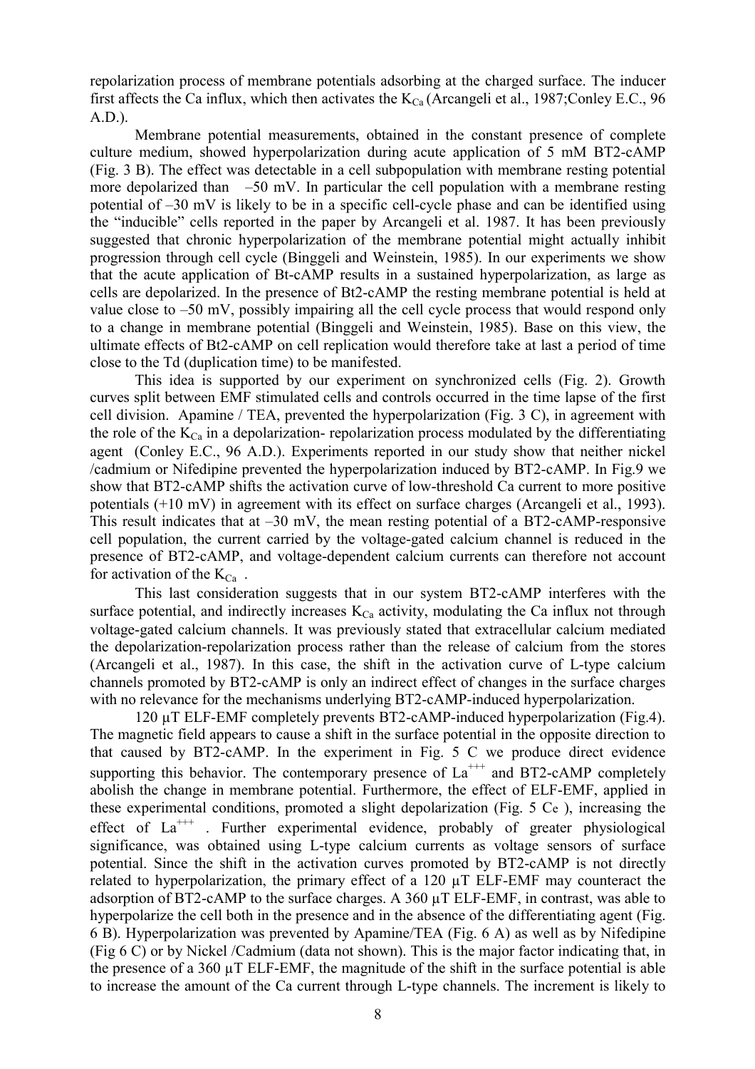repolarization process of membrane potentials adsorbing at the charged surface. The inducer first affects the Ca influx, which then activates the $K_{Ca}$ (Arcangeli et al., 1987;Conley E.C., 96 A.D.).

Membrane potential measurements, obtained in the constant presence of complete culture medium, showed hyperpolarization during acute application of 5 mM BT2-cAMP (Fig. 3 B). The effect was detectable in a cell subpopulation with membrane resting potential more depolarized than –50 mV. In particular the cell population with a membrane resting potential of –30 mV is likely to be in a specific cell-cycle phase and can be identified using the "inducible" cells reported in the paper by Arcangeli et al. 1987. It has been previously suggested that chronic hyperpolarization of the membrane potential might actually inhibit progression through cell cycle (Binggeli and Weinstein, 1985). In our experiments we show that the acute application of Bt-cAMP results in a sustained hyperpolarization, as large as cells are depolarized. In the presence of Bt2-cAMP the resting membrane potential is held at value close to –50 mV, possibly impairing all the cell cycle process that would respond only to a change in membrane potential (Binggeli and Weinstein, 1985). Base on this view, the ultimate effects of Bt2-cAMP on cell replication would therefore take at last a period of time close to the Td (duplication time) to be manifested.

This idea is supported by our experiment on synchronized cells (Fig. 2). Growth curves split between EMF stimulated cells and controls occurred in the time lapse of the first cell division. Apamine / TEA, prevented the hyperpolarization (Fig. 3 C), in agreement with the role of the $K_{Ca}$ in a depolarization- repolarization process modulated by the differentiating agent (Conley E.C., 96 A.D.). Experiments reported in our study show that neither nickel /cadmium or Nifedipine prevented the hyperpolarization induced by BT2-cAMP. In Fig.9 we show that BT2-cAMP shifts the activation curve of low-threshold Ca current to more positive potentials (+10 mV) in agreement with its effect on surface charges (Arcangeli et al., 1993). This result indicates that at –30 mV, the mean resting potential of a BT2-cAMP-responsive cell population, the current carried by the voltage-gated calcium channel is reduced in the presence of BT2-cAMP, and voltage-dependent calcium currents can therefore not account for activation of the $K_{Ca}$ .

This last consideration suggests that in our system BT2-cAMP interferes with the surface potential, and indirectly increases $K_{Ca}$ activity, modulating the Ca influx not through voltage-gated calcium channels. It was previously stated that extracellular calcium mediated the depolarization-repolarization process rather than the release of calcium from the stores (Arcangeli et al., 1987). In this case, the shift in the activation curve of L-type calcium channels promoted by BT2-cAMP is only an indirect effect of changes in the surface charges with no relevance for the mechanisms underlying BT2-cAMP-induced hyperpolarization.

120 µT ELF-EMF completely prevents BT2-cAMP-induced hyperpolarization (Fig.4). The magnetic field appears to cause a shift in the surface potential in the opposite direction to that caused by BT2-cAMP. In the experiment in Fig. 5 C we produce direct evidence supporting this behavior. The contemporary presence of $La^{+++}$ and BT2-cAMP completely abolish the change in membrane potential. Furthermore, the effect of ELF-EMF, applied in these experimental conditions, promoted a slight depolarization (Fig. 5 $C_e$ ), increasing the effect of $La^{+++}$ . Further experimental evidence, probably of greater physiological significance, was obtained using L-type calcium currents as voltage sensors of surface potential. Since the shift in the activation curves promoted by BT2-cAMP is not directly related to hyperpolarization, the primary effect of a 120 µT ELF-EMF may counteract the adsorption of BT2-cAMP to the surface charges. A 360 µT ELF-EMF, in contrast, was able to hyperpolarize the cell both in the presence and in the absence of the differentiating agent (Fig. 6 B). Hyperpolarization was prevented by Apamine/TEA (Fig. 6 A) as well as by Nifedipine (Fig 6 C) or by Nickel /Cadmium (data not shown). This is the major factor indicating that, in the presence of a 360 µT ELF-EMF, the magnitude of the shift in the surface potential is able to increase the amount of the Ca current through L-type channels. The increment is likely to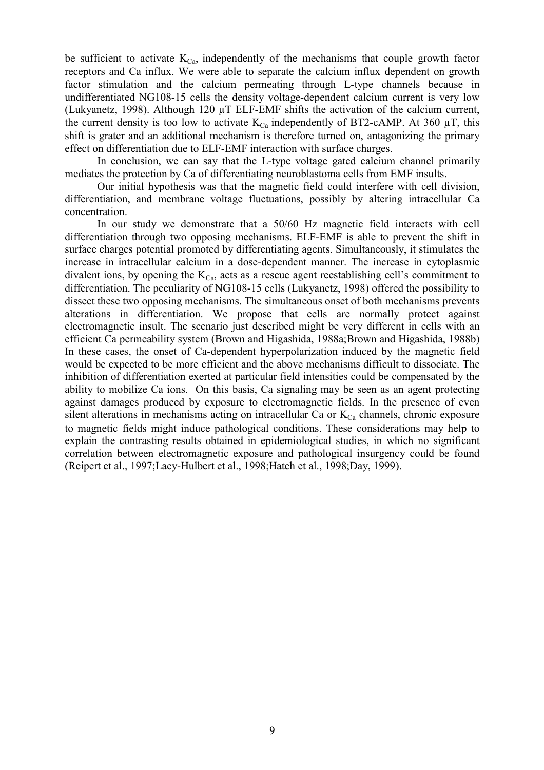be sufficient to activate $K_{Ca}$, independently of the mechanisms that couple growth factor receptors and Ca influx. We were able to separate the calcium influx dependent on growth factor stimulation and the calcium permeating through L-type channels because in undifferentiated NG108-15 cells the density voltage-dependent calcium current is very low (Lukyanetz, 1998). Although 120 µT ELF-EMF shifts the activation of the calcium current, the current density is too low to activate $K_{Ca}$ independently of BT2-cAMP. At 360 µT, this shift is grater and an additional mechanism is therefore turned on, antagonizing the primary effect on differentiation due to ELF-EMF interaction with surface charges.

In conclusion, we can say that the L-type voltage gated calcium channel primarily mediates the protection by Ca of differentiating neuroblastoma cells from EMF insults.

Our initial hypothesis was that the magnetic field could interfere with cell division, differentiation, and membrane voltage fluctuations, possibly by altering intracellular Ca concentration.

In our study we demonstrate that a 50/60 Hz magnetic field interacts with cell differentiation through two opposing mechanisms. ELF-EMF is able to prevent the shift in surface charges potential promoted by differentiating agents. Simultaneously, it stimulates the increase in intracellular calcium in a dose-dependent manner. The increase in cytoplasmic divalent ions, by opening the $K_{Ca}$, acts as a rescue agent reestablishing cell's commitment to differentiation. The peculiarity of NG108-15 cells (Lukyanetz, 1998) offered the possibility to dissect these two opposing mechanisms. The simultaneous onset of both mechanisms prevents alterations in differentiation. We propose that cells are normally protect against electromagnetic insult. The scenario just described might be very different in cells with an efficient Ca permeability system (Brown and Higashida, 1988a;Brown and Higashida, 1988b) In these cases, the onset of Ca-dependent hyperpolarization induced by the magnetic field would be expected to be more efficient and the above mechanisms difficult to dissociate. The inhibition of differentiation exerted at particular field intensities could be compensated by the ability to mobilize Ca ions. On this basis, Ca signaling may be seen as an agent protecting against damages produced by exposure to electromagnetic fields. In the presence of even silent alterations in mechanisms acting on intracellular Ca or $K_{Ca}$ channels, chronic exposure to magnetic fields might induce pathological conditions. These considerations may help to explain the contrasting results obtained in epidemiological studies, in which no significant correlation between electromagnetic exposure and pathological insurgency could be found (Reipert et al., 1997;Lacy-Hulbert et al., 1998;Hatch et al., 1998;Day, 1999).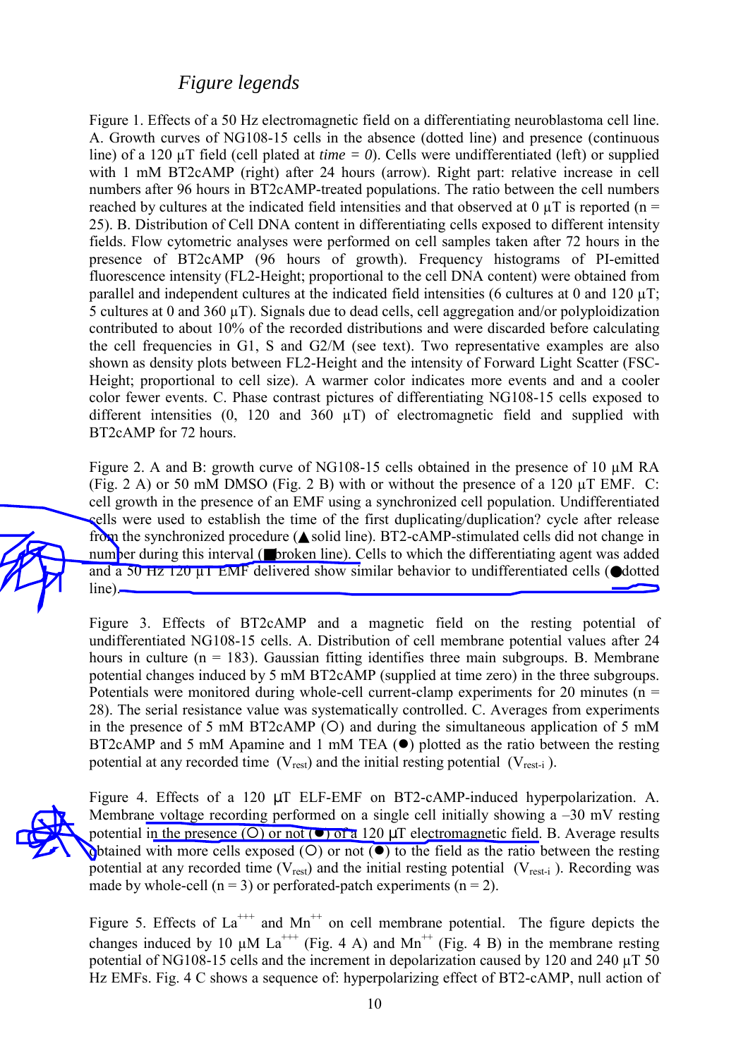# *Figure legends*

Figure 1. Effects of a 50 Hz electromagnetic field on a differentiating neuroblastoma cell line. A. Growth curves of NG108-15 cells in the absence (dotted line) and presence (continuous line) of a 120 μT field (cell plated at *time = 0*). Cells were undifferentiated (left) or supplied with 1 mM BT2cAMP (right) after 24 hours (arrow). Right part: relative increase in cell numbers after 96 hours in BT2cAMP-treated populations. The ratio between the cell numbers reached by cultures at the indicated field intensities and that observed at 0 μT is reported (n = 25). B. Distribution of Cell DNA content in differentiating cells exposed to different intensity fields. Flow cytometric analyses were performed on cell samples taken after 72 hours in the presence of BT2cAMP (96 hours of growth). Frequency histograms of PI-emitted fluorescence intensity (FL2-Height; proportional to the cell DNA content) were obtained from parallel and independent cultures at the indicated field intensities (6 cultures at 0 and 120 μT; 5 cultures at 0 and 360 μT). Signals due to dead cells, cell aggregation and/or polyploidization contributed to about 10% of the recorded distributions and were discarded before calculating the cell frequencies in G1, S and G2/M (see text). Two representative examples are also shown as density plots between FL2-Height and the intensity of Forward Light Scatter (FSC-Height; proportional to cell size). A warmer color indicates more events and and a cooler color fewer events. C. Phase contrast pictures of differentiating NG108-15 cells exposed to different intensities (0, 120 and 360 μT) of electromagnetic field and supplied with BT2cAMP for 72 hours.

Figure 2. A and B: growth curve of NG108-15 cells obtained in the presence of 10 μM RA (Fig. 2 A) or 50 mM DMSO (Fig. 2 B) with or without the presence of a 120 μT EMF. C: cell growth in the presence of an EMF using a synchronized cell population. Undifferentiated cells were used to establish the time of the first duplicating/duplication? cycle after release from the synchronized procedure (▲solid line). BT2-cAMP-stimulated cells did not change in number during this interval (■broken line). Cells to which the differentiating agent was added and a 50 Hz 120 μT EMF delivered show similar behavior to undifferentiated cells (●dotted line).

Figure 3. Effects of BT2cAMP and a magnetic field on the resting potential of undifferentiated NG108-15 cells. A. Distribution of cell membrane potential values after 24 hours in culture (n = 183). Gaussian fitting identifies three main subgroups. B. Membrane potential changes induced by 5 mM BT2cAMP (supplied at time zero) in the three subgroups. Potentials were monitored during whole-cell current-clamp experiments for 20 minutes (n = 28). The serial resistance value was systematically controlled. C. Averages from experiments in the presence of 5 mM BT2cAMP (○) and during the simultaneous application of 5 mM BT2cAMP and 5 mM Apamine and 1 mM TEA (●) plotted as the ratio between the resting potential at any recorded time ($V_{rest}$) and the initial resting potential ($V_{rest-i}$).

Figure 4. Effects of a 120 μT ELF-EMF on BT2-cAMP-induced hyperpolarization. A. Membrane voltage recording performed on a single cell initially showing a –30 mV resting potential in the presence (○) or not (●) of a 120 μT electromagnetic field. B. Average results obtained with more cells exposed (○) or not (●) to the field as the ratio between the resting potential at any recorded time ($V_{rest}$) and the initial resting potential ($V_{rest-i}$). Recording was made by whole-cell (n = 3) or perforated-patch experiments (n = 2).

Figure 5. Effects of $La^{+++}$ and $Mn^{++}$ on cell membrane potential. The figure depicts the changes induced by 10 μM $La^{+++}$ (Fig. 4 A) and $Mn^{++}$ (Fig. 4 B) in the membrane resting potential of NG108-15 cells and the increment in depolarization caused by 120 and 240 μT 50 Hz EMFs. Fig. 4 C shows a sequence of: hyperpolarizing effect of BT2-cAMP, null action of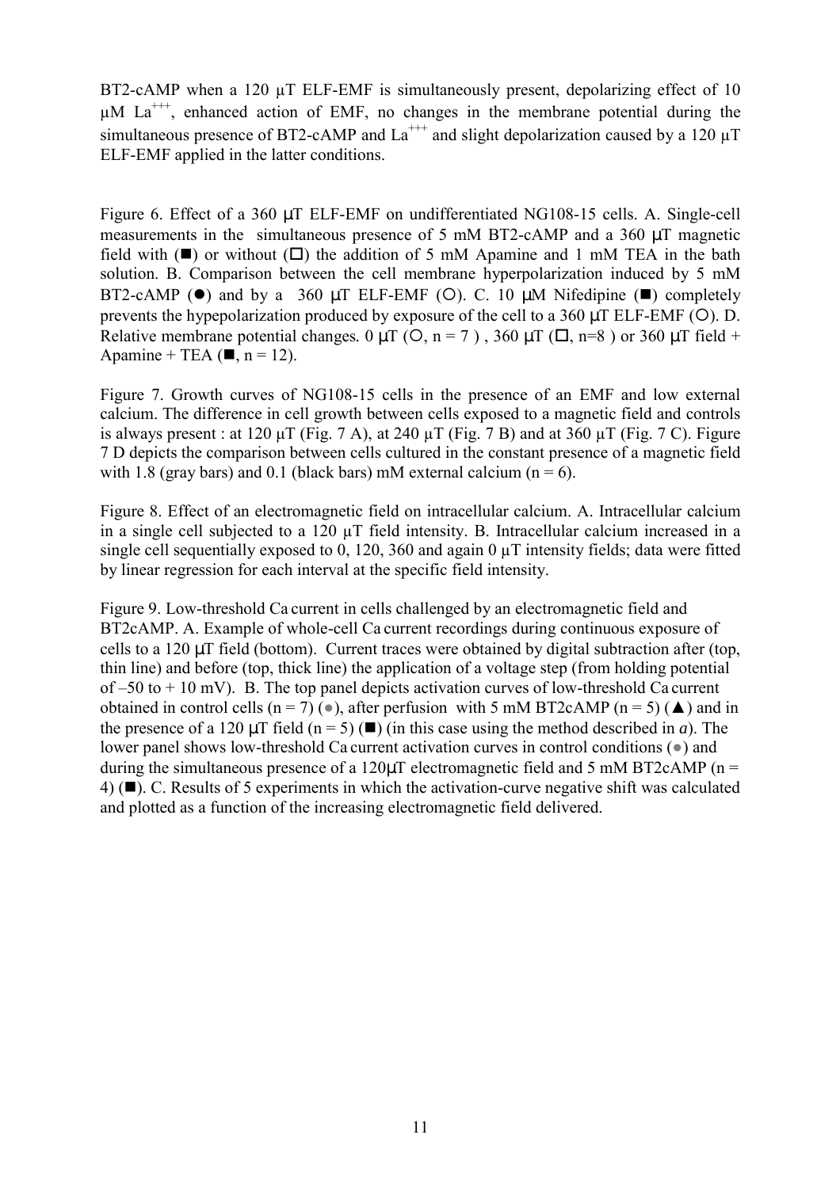BT2-cAMP when a 120 µT ELF-EMF is simultaneously present, depolarizing effect of 10 µM $La^{+++}$, enhanced action of EMF, no changes in the membrane potential during the simultaneous presence of BT2-cAMP and $La^{+++}$ and slight depolarization caused by a 120 µT ELF-EMF applied in the latter conditions.

Figure 6. Effect of a 360 μT ELF-EMF on undifferentiated NG108-15 cells. A. Single-cell measurements in the simultaneous presence of 5 mM BT2-cAMP and a 360 μT magnetic field with (■) or without (□) the addition of 5 mM Apamine and 1 mM TEA in the bath solution. B. Comparison between the cell membrane hyperpolarization induced by 5 mM BT2-cAMP (●) and by a 360 μT ELF-EMF (○). C. 10 μM Nifedipine (■) completely prevents the hypepolarization produced by exposure of the cell to a 360 μT ELF-EMF (○). D. Relative membrane potential changes. 0 μT (○, n = 7 ) , 360 μT (□, n=8 ) or 360 μT field + Apamine + TEA (■, n = 12).

Figure 7. Growth curves of NG108-15 cells in the presence of an EMF and low external calcium. The difference in cell growth between cells exposed to a magnetic field and controls is always present : at 120 µT (Fig. 7 A), at 240 µT (Fig. 7 B) and at 360 µT (Fig. 7 C). Figure 7 D depicts the comparison between cells cultured in the constant presence of a magnetic field with 1.8 (gray bars) and 0.1 (black bars) mM external calcium (n = 6).

Figure 8. Effect of an electromagnetic field on intracellular calcium. A. Intracellular calcium in a single cell subjected to a 120 µT field intensity. B. Intracellular calcium increased in a single cell sequentially exposed to 0, 120, 360 and again 0 µT intensity fields; data were fitted by linear regression for each interval at the specific field intensity.

Figure 9. Low-threshold Ca current in cells challenged by an electromagnetic field and BT2cAMP. A. Example of whole-cell Ca current recordings during continuous exposure of cells to a 120 μT field (bottom). Current traces were obtained by digital subtraction after (top, thin line) and before (top, thick line) the application of a voltage step (from holding potential of –50 to + 10 mV). B. The top panel depicts activation curves of low-threshold Ca current obtained in control cells (n = 7) (●), after perfusion with 5 mM BT2cAMP (n = 5) (▲) and in the presence of a 120 μT field (n = 5) (■) (in this case using the method described in *a*). The lower panel shows low-threshold Ca current activation curves in control conditions (●) and during the simultaneous presence of a 120μT electromagnetic field and 5 mM BT2cAMP (n = 4) (■). C. Results of 5 experiments in which the activation-curve negative shift was calculated and plotted as a function of the increasing electromagnetic field delivered.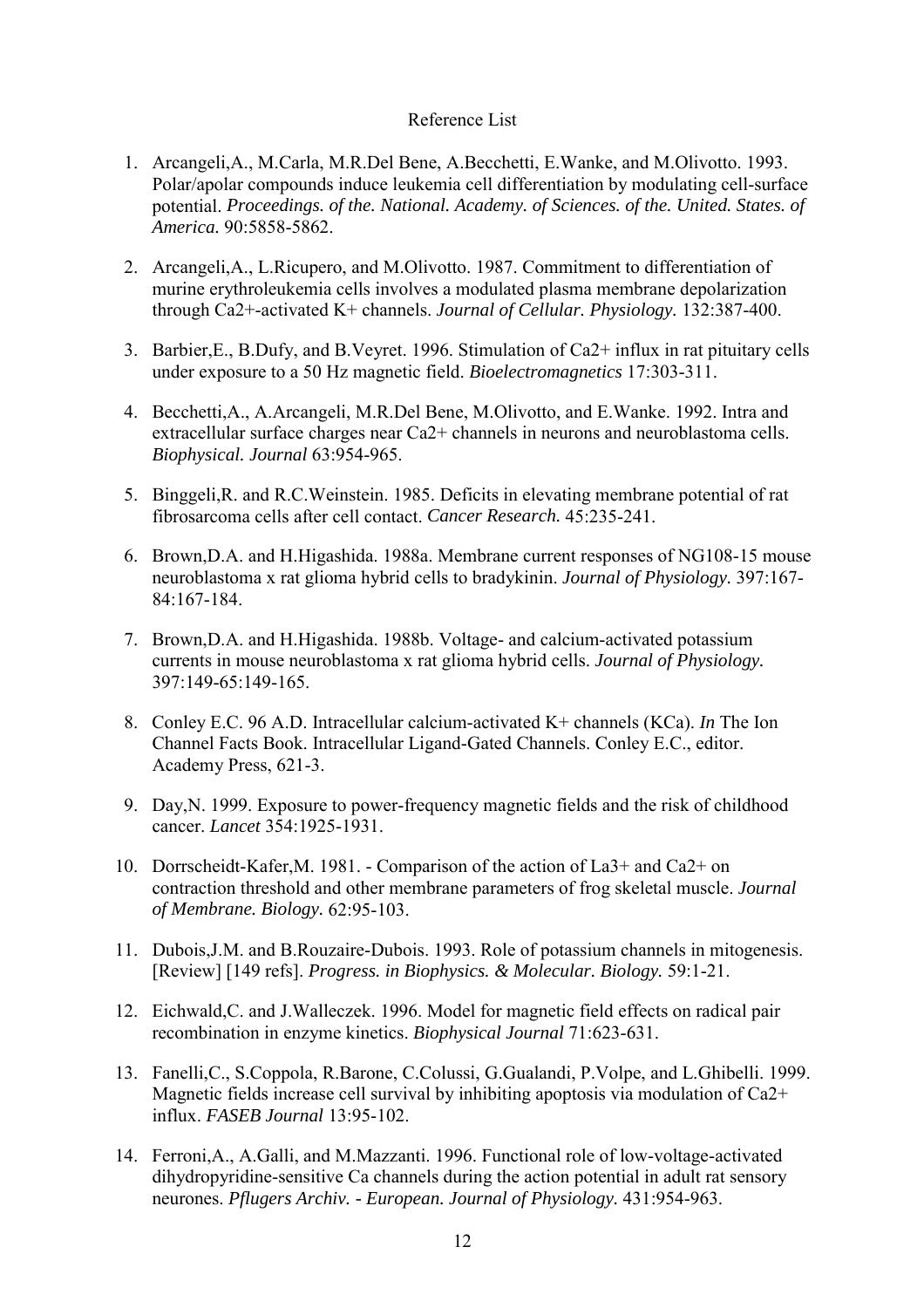Reference List

1. Arcangeli,A., M.Carla, M.R.Del Bene, A.Becchetti, E.Wanke, and M.Olivotto. 1993. Polar/apolar compounds induce leukemia cell differentiation by modulating cell-surface potential. *Proceedings. of the. National. Academy. of Sciences. of the. United. States. of America.* 90:5858-5862.

2. Arcangeli,A., L.Ricupero, and M.Olivotto. 1987. Commitment to differentiation of murine erythroleukemia cells involves a modulated plasma membrane depolarization through Ca2+-activated K+ channels. *Journal of Cellular. Physiology.* 132:387-400.

3. Barbier,E., B.Dufy, and B.Veyret. 1996. Stimulation of Ca2+ influx in rat pituitary cells under exposure to a 50 Hz magnetic field. *Bioelectromagnetics* 17:303-311.

4. Becchetti,A., A.Arcangeli, M.R.Del Bene, M.Olivotto, and E.Wanke. 1992. Intra and extracellular surface charges near Ca2+ channels in neurons and neuroblastoma cells. *Biophysical. Journal* 63:954-965.

5. Binggeli,R. and R.C.Weinstein. 1985. Deficits in elevating membrane potential of rat fibrosarcoma cells after cell contact. *Cancer Research.* 45:235-241.

6. Brown,D.A. and H.Higashida. 1988a. Membrane current responses of NG108-15 mouse neuroblastoma x rat glioma hybrid cells to bradykinin. *Journal of Physiology.* 397:167-84:167-184.

7. Brown,D.A. and H.Higashida. 1988b. Voltage- and calcium-activated potassium currents in mouse neuroblastoma x rat glioma hybrid cells. *Journal of Physiology.* 397:149-65:149-165.

8. Conley E.C. 96 A.D. Intracellular calcium-activated K+ channels (KCa). *In* The Ion Channel Facts Book. Intracellular Ligand-Gated Channels. Conley E.C., editor. Academy Press, 621-3.

9. Day,N. 1999. Exposure to power-frequency magnetic fields and the risk of childhood cancer. *Lancet* 354:1925-1931.

10. Dorrscheidt-Kafer,M. 1981. - Comparison of the action of La3+ and Ca2+ on contraction threshold and other membrane parameters of frog skeletal muscle. *Journal of Membrane. Biology.* 62:95-103.

11. Dubois,J.M. and B.Rouzaire-Dubois. 1993. Role of potassium channels in mitogenesis. [Review] [149 refs]. *Progress. in Biophysics. & Molecular. Biology.* 59:1-21.

12. Eichwald,C. and J.Walleczek. 1996. Model for magnetic field effects on radical pair recombination in enzyme kinetics. *Biophysical Journal* 71:623-631.

13. Fanelli,C., S.Coppola, R.Barone, C.Colussi, G.Gualandi, P.Volpe, and L.Ghibelli. 1999. Magnetic fields increase cell survival by inhibiting apoptosis via modulation of Ca2+ influx. *FASEB Journal* 13:95-102.

14. Ferroni,A., A.Galli, and M.Mazzanti. 1996. Functional role of low-voltage-activated dihydropyridine-sensitive Ca channels during the action potential in adult rat sensory neurones. *Pflugers Archiv. - European. Journal of Physiology.* 431:954-963.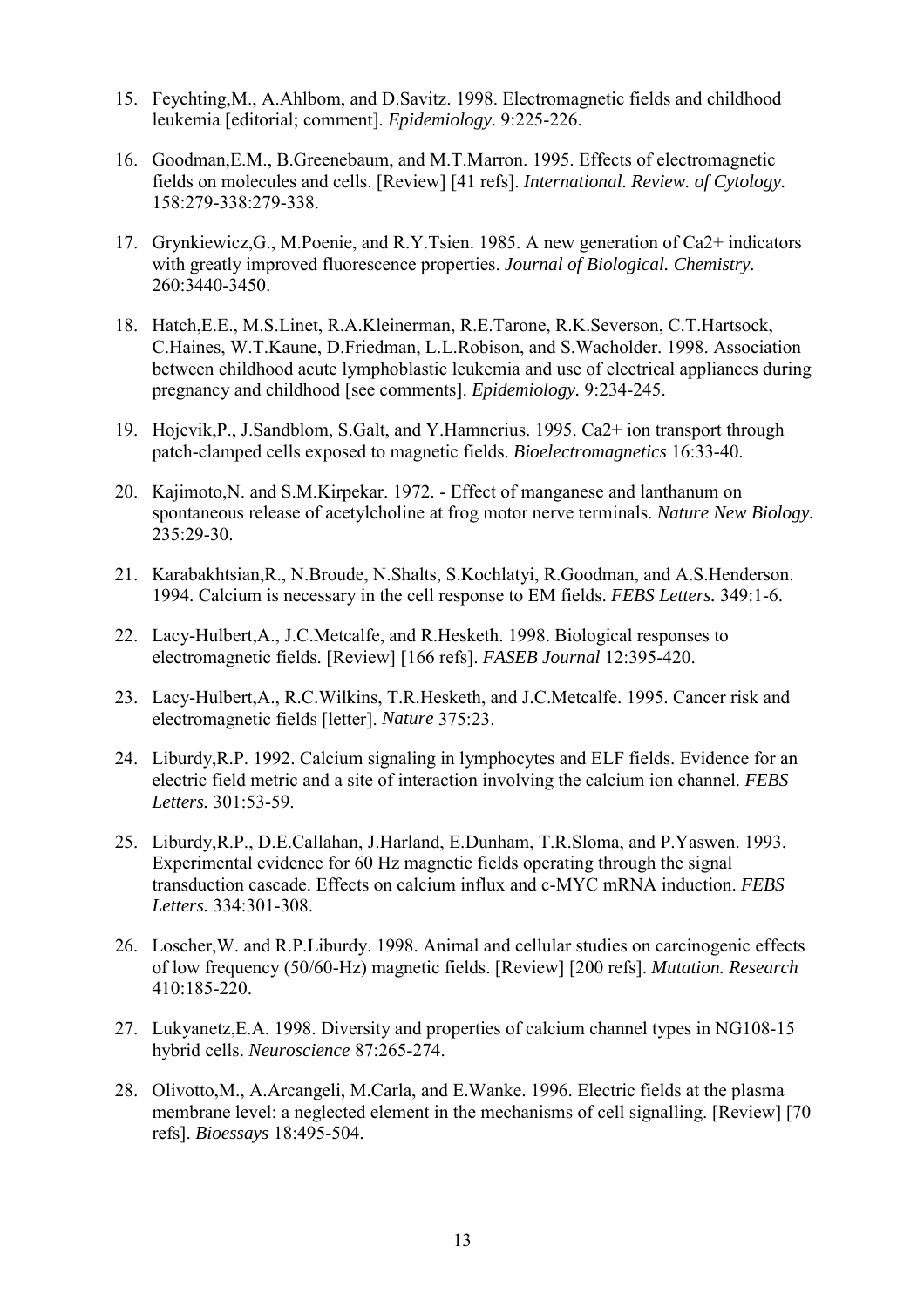15. Feychting,M., A.Ahlbom, and D.Savitz. 1998. Electromagnetic fields and childhood leukemia [editorial; comment]. *Epidemiology.* 9:225-226.

16. Goodman,E.M., B.Greenebaum, and M.T.Marron. 1995. Effects of electromagnetic fields on molecules and cells. [Review] [41 refs]. *International. Review. of Cytology.* 158:279-338:279-338.

17. Grynkiewicz,G., M.Poenie, and R.Y.Tsien. 1985. A new generation of Ca2+ indicators with greatly improved fluorescence properties. *Journal of Biological. Chemistry.* 260:3440-3450.

18. Hatch,E.E., M.S.Linet, R.A.Kleinerman, R.E.Tarone, R.K.Severson, C.T.Hartsock, C.Haines, W.T.Kaune, D.Friedman, L.L.Robison, and S.Wacholder. 1998. Association between childhood acute lymphoblastic leukemia and use of electrical appliances during pregnancy and childhood [see comments]. *Epidemiology.* 9:234-245.

19. Hojevik,P., J.Sandblom, S.Galt, and Y.Hamnerius. 1995. Ca2+ ion transport through patch-clamped cells exposed to magnetic fields. *Bioelectromagnetics* 16:33-40.

20. Kajimoto,N. and S.M.Kirpekar. 1972. - Effect of manganese and lanthanum on spontaneous release of acetylcholine at frog motor nerve terminals. *Nature New Biology.* 235:29-30.

21. Karabakhtsian,R., N.Broude, N.Shalts, S.Kochlatyi, R.Goodman, and A.S.Henderson. 1994. Calcium is necessary in the cell response to EM fields. *FEBS Letters.* 349:1-6.

22. Lacy-Hulbert,A., J.C.Metcalfe, and R.Hesketh. 1998. Biological responses to electromagnetic fields. [Review] [166 refs]. *FASEB Journal* 12:395-420.

23. Lacy-Hulbert,A., R.C.Wilkins, T.R.Hesketh, and J.C.Metcalfe. 1995. Cancer risk and electromagnetic fields [letter]. *Nature* 375:23.

24. Liburdy,R.P. 1992. Calcium signaling in lymphocytes and ELF fields. Evidence for an electric field metric and a site of interaction involving the calcium ion channel. *FEBS Letters.* 301:53-59.

25. Liburdy,R.P., D.E.Callahan, J.Harland, E.Dunham, T.R.Sloma, and P.Yaswen. 1993. Experimental evidence for 60 Hz magnetic fields operating through the signal transduction cascade. Effects on calcium influx and c-MYC mRNA induction. *FEBS Letters.* 334:301-308.

26. Loscher,W. and R.P.Liburdy. 1998. Animal and cellular studies on carcinogenic effects of low frequency (50/60-Hz) magnetic fields. [Review] [200 refs]. *Mutation. Research* 410:185-220.

27. Lukyanetz,E.A. 1998. Diversity and properties of calcium channel types in NG108-15 hybrid cells. *Neuroscience* 87:265-274.

28. Olivotto,M., A.Arcangeli, M.Carla, and E.Wanke. 1996. Electric fields at the plasma membrane level: a neglected element in the mechanisms of cell signalling. [Review] [70 refs]. *Bioessays* 18:495-504.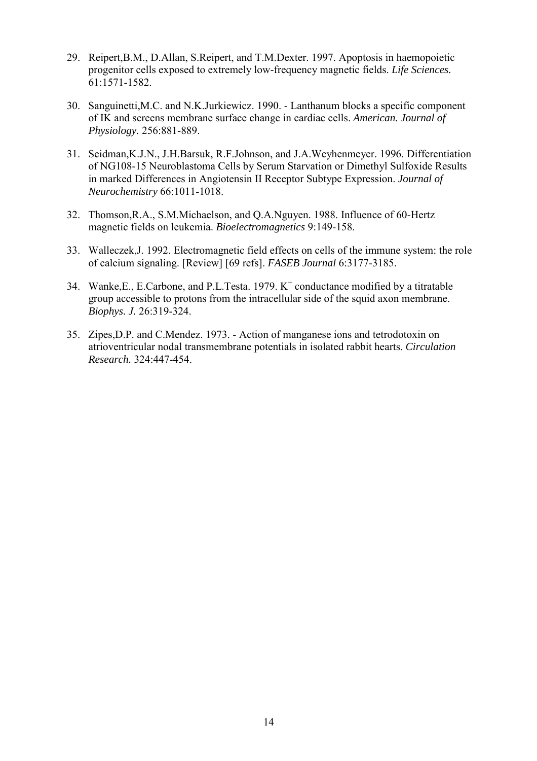29. Reipert,B.M., D.Allan, S.Reipert, and T.M.Dexter. 1997. Apoptosis in haemopoietic progenitor cells exposed to extremely low-frequency magnetic fields. *Life Sciences.* 61:1571-1582.

30. Sanguinetti,M.C. and N.K.Jurkiewicz. 1990. - Lanthanum blocks a specific component of IK and screens membrane surface change in cardiac cells. *American. Journal of Physiology.* 256:881-889.

31. Seidman,K.J.N., J.H.Barsuk, R.F.Johnson, and J.A.Weyhenmeyer. 1996. Differentiation of NG108-15 Neuroblastoma Cells by Serum Starvation or Dimethyl Sulfoxide Results in marked Differences in Angiotensin II Receptor Subtype Expression. *Journal of Neurochemistry* 66:1011-1018.

32. Thomson,R.A., S.M.Michaelson, and Q.A.Nguyen. 1988. Influence of 60-Hertz magnetic fields on leukemia. *Bioelectromagnetics* 9:149-158.

33. Walleczek,J. 1992. Electromagnetic field effects on cells of the immune system: the role of calcium signaling. [Review] [69 refs]. *FASEB Journal* 6:3177-3185.

34. Wanke,E., E.Carbone, and P.L.Testa. 1979. $K^+$ conductance modified by a titratable group accessible to protons from the intracellular side of the squid axon membrane. *Biophys. J.* 26:319-324.

35. Zipes,D.P. and C.Mendez. 1973. - Action of manganese ions and tetrodotoxin on atrioventricular nodal transmembrane potentials in isolated rabbit hearts. *Circulation Research.* 324:447-454.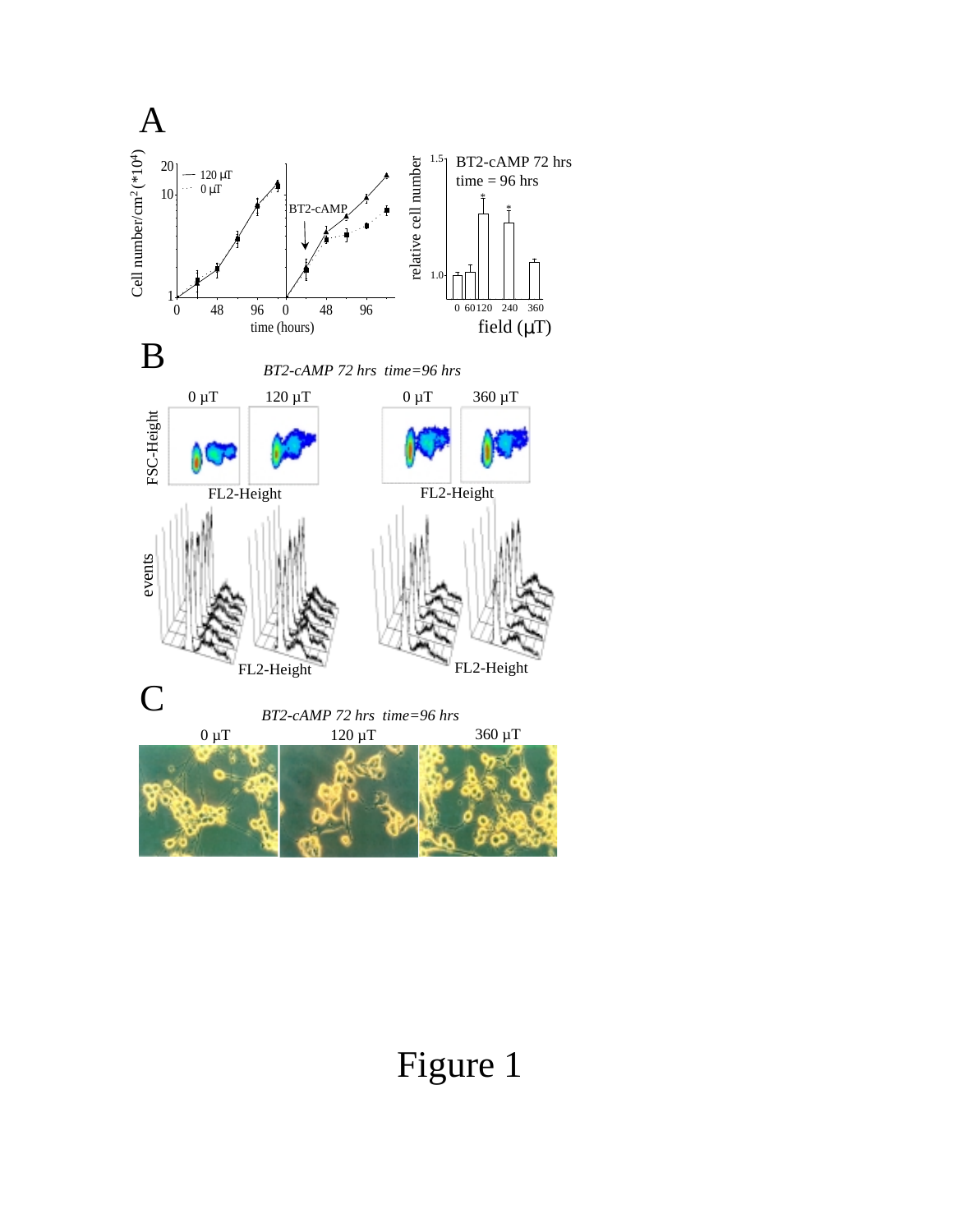Figure 1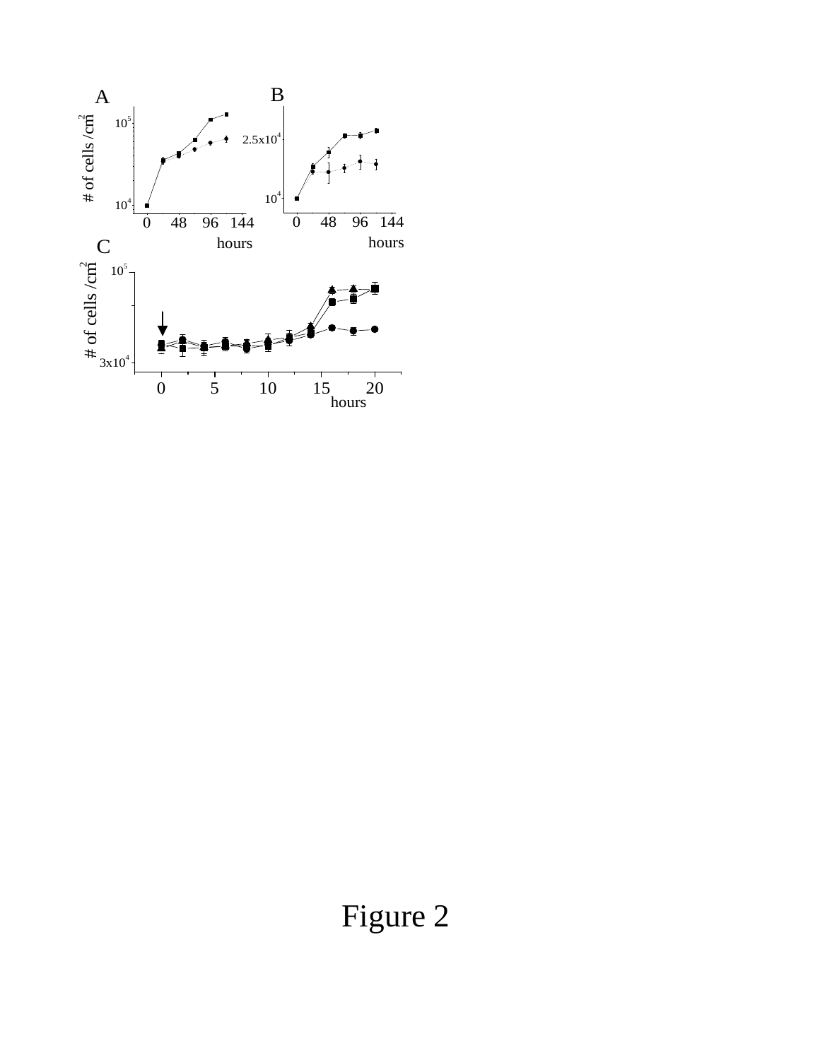Figure 2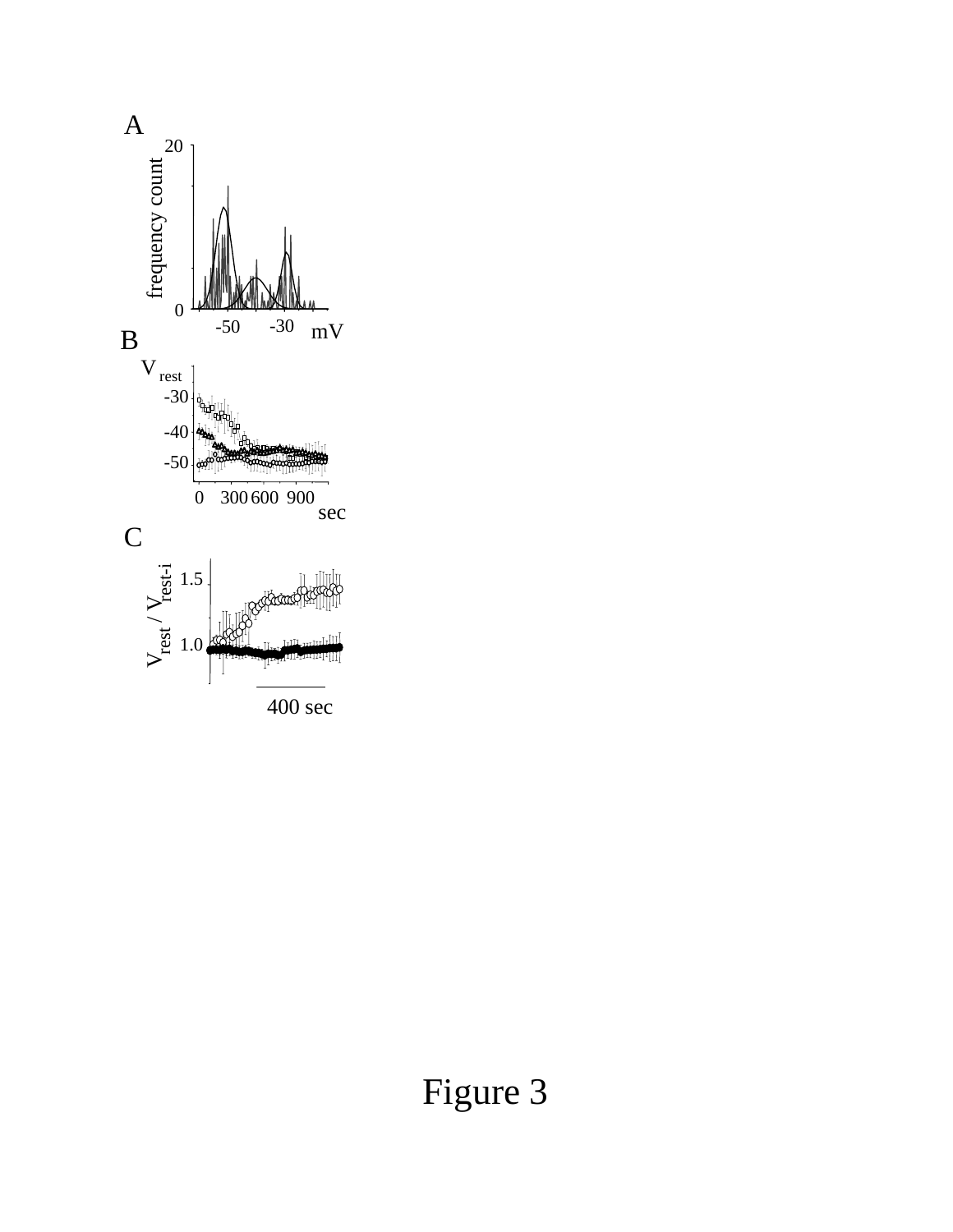Figure 3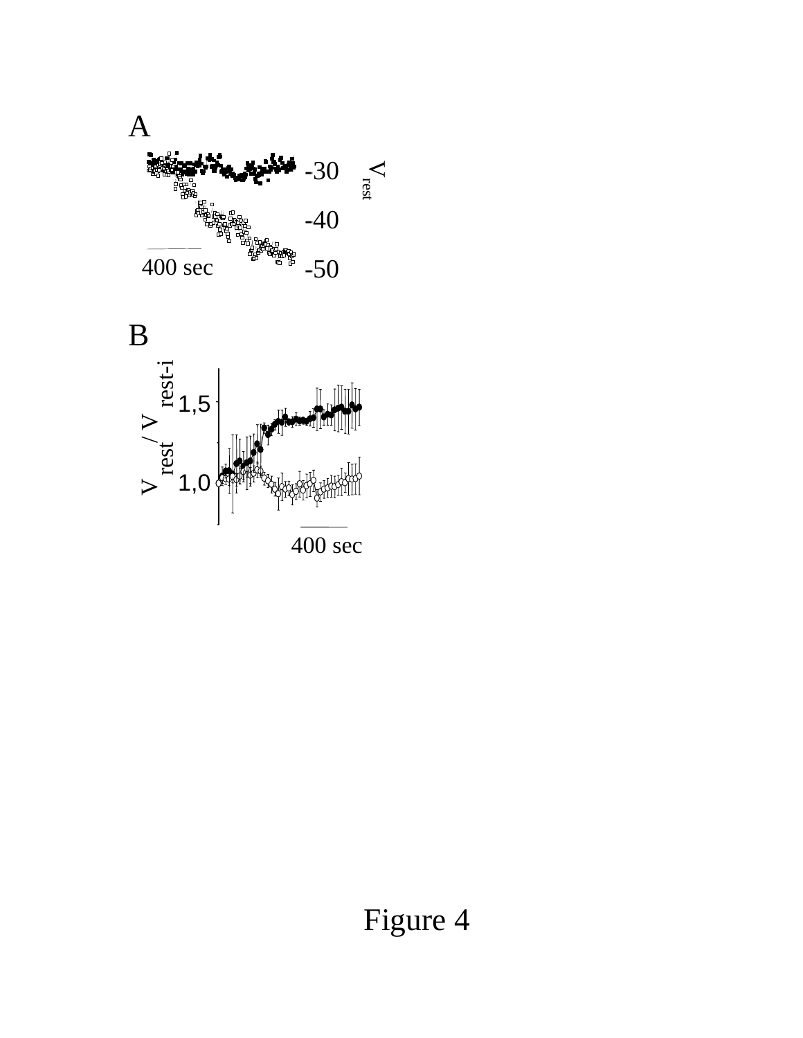A

-30

-40

-50

$V_{rest}$

400 sec

B

$V_{rest} / V_{rest-i}$

1,5

1,0

400 sec

Figure 4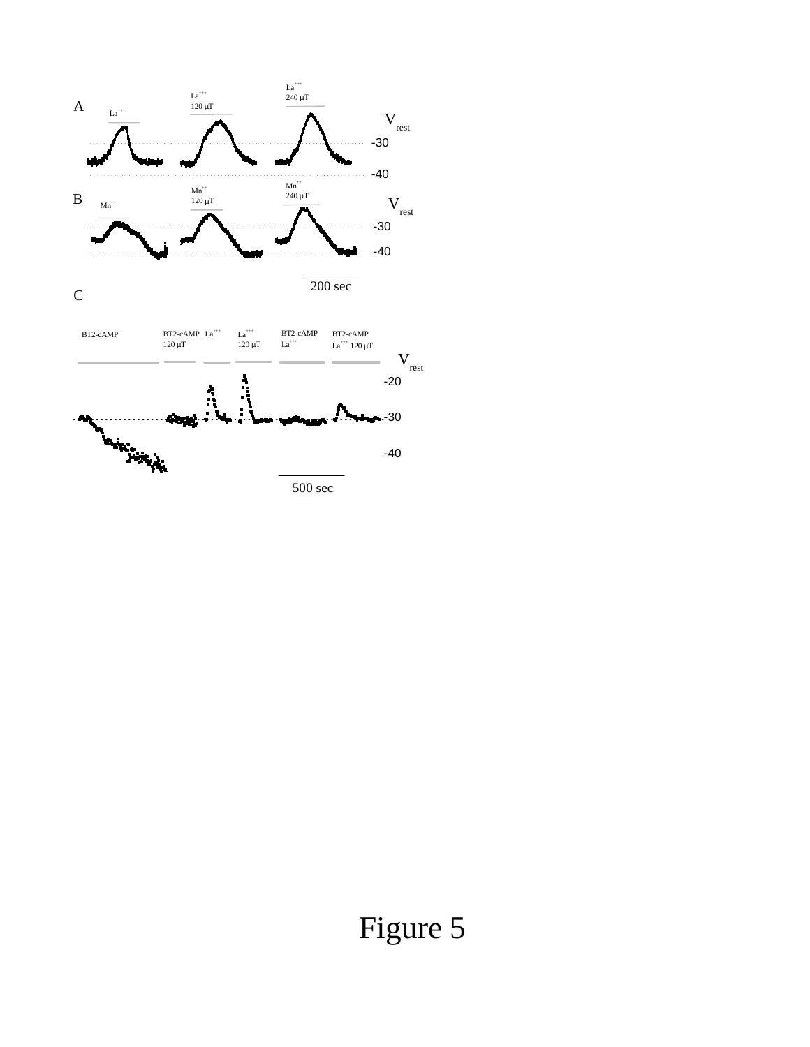Figure 5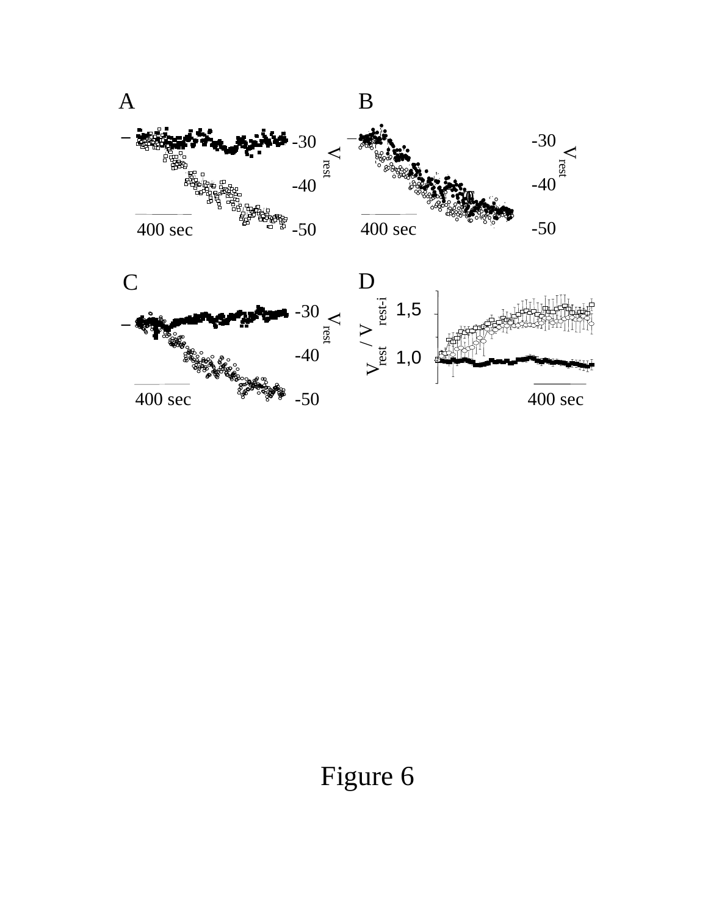Figure 6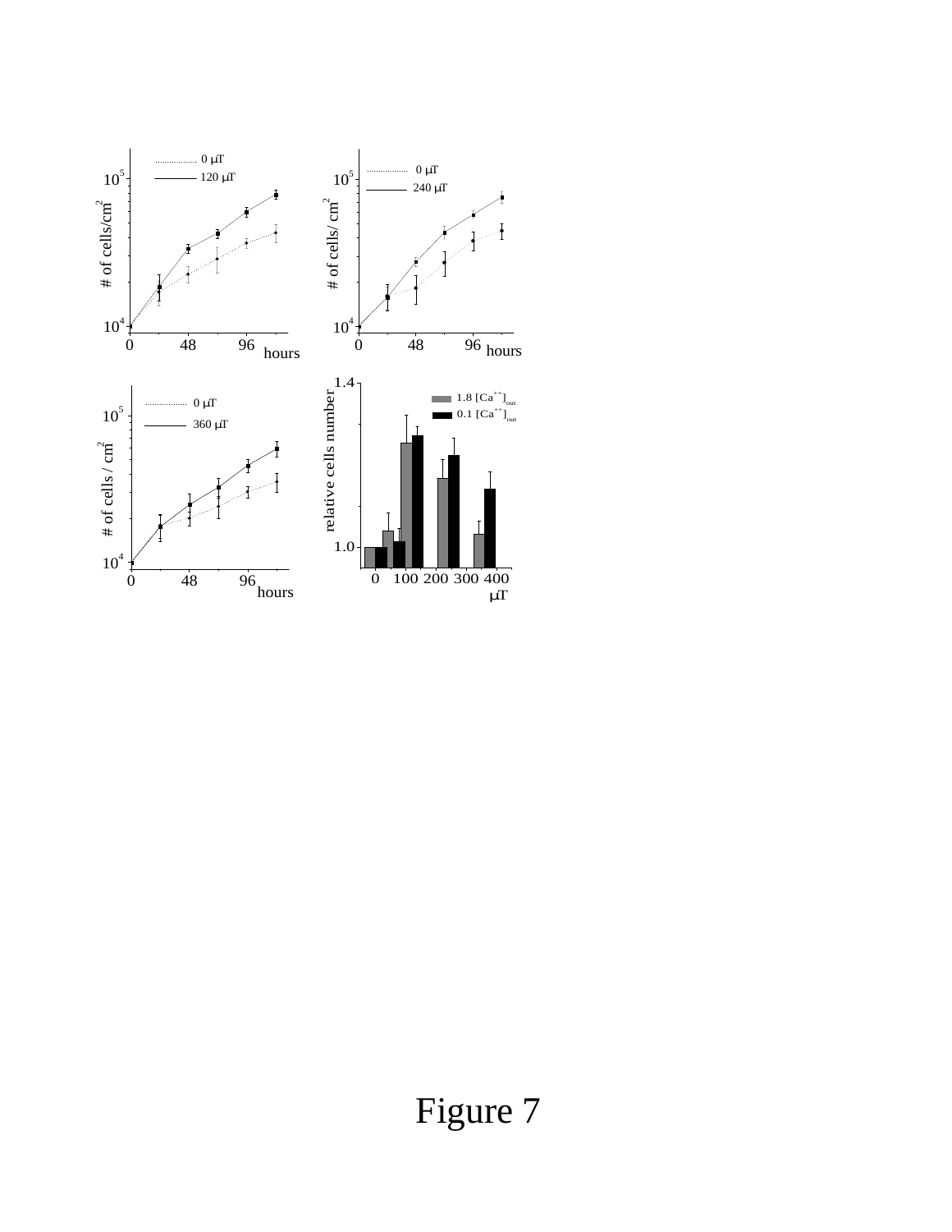Figure 7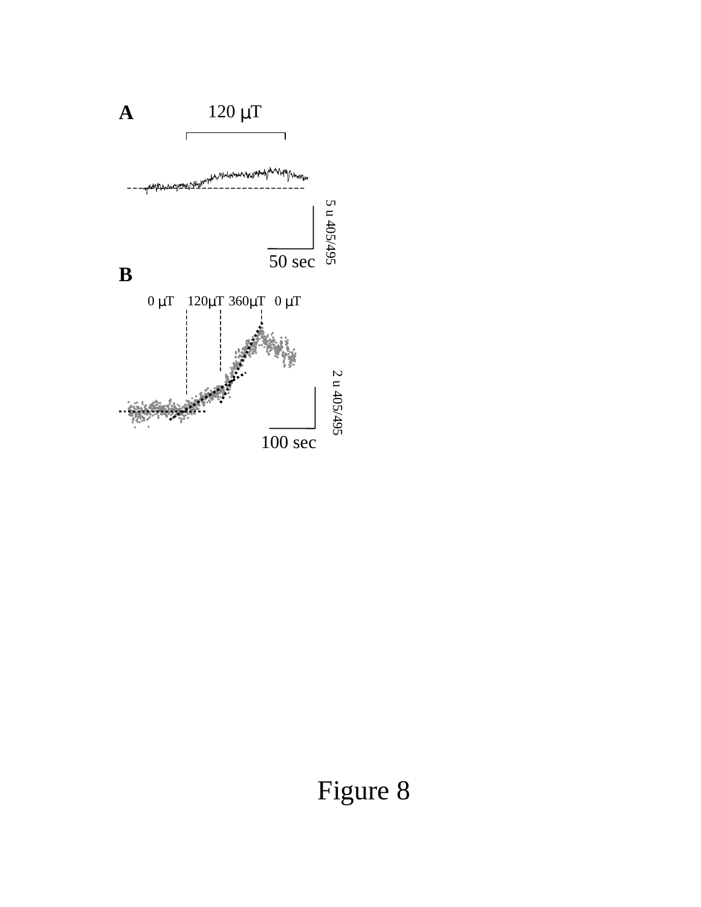**A**

120 μT

5 u 405/495

50 sec

**B**

0 μT 120μT 360μT 0 μT

2 u 405/495

100 sec

Figure 8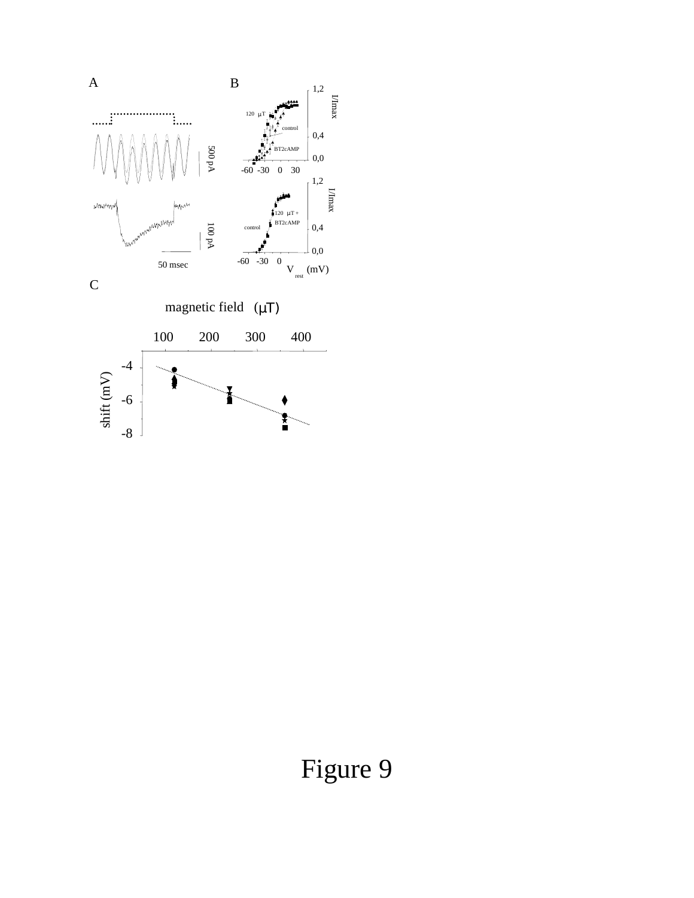A

B

500 pA

100 pA

50 msec

1,2

I/Imax

120 μT

control

0,4

BT2cAMP

0,0

-60 -30 0 30

1,2

I/Imax

120 μT + BT2cAMP

control

0,4

0,0

-60 -30 0

$V_{rest}$ (mV)

C

magnetic field (μT)

100 200 300 400

-4

-6

-8

shift (mV)

Figure 9